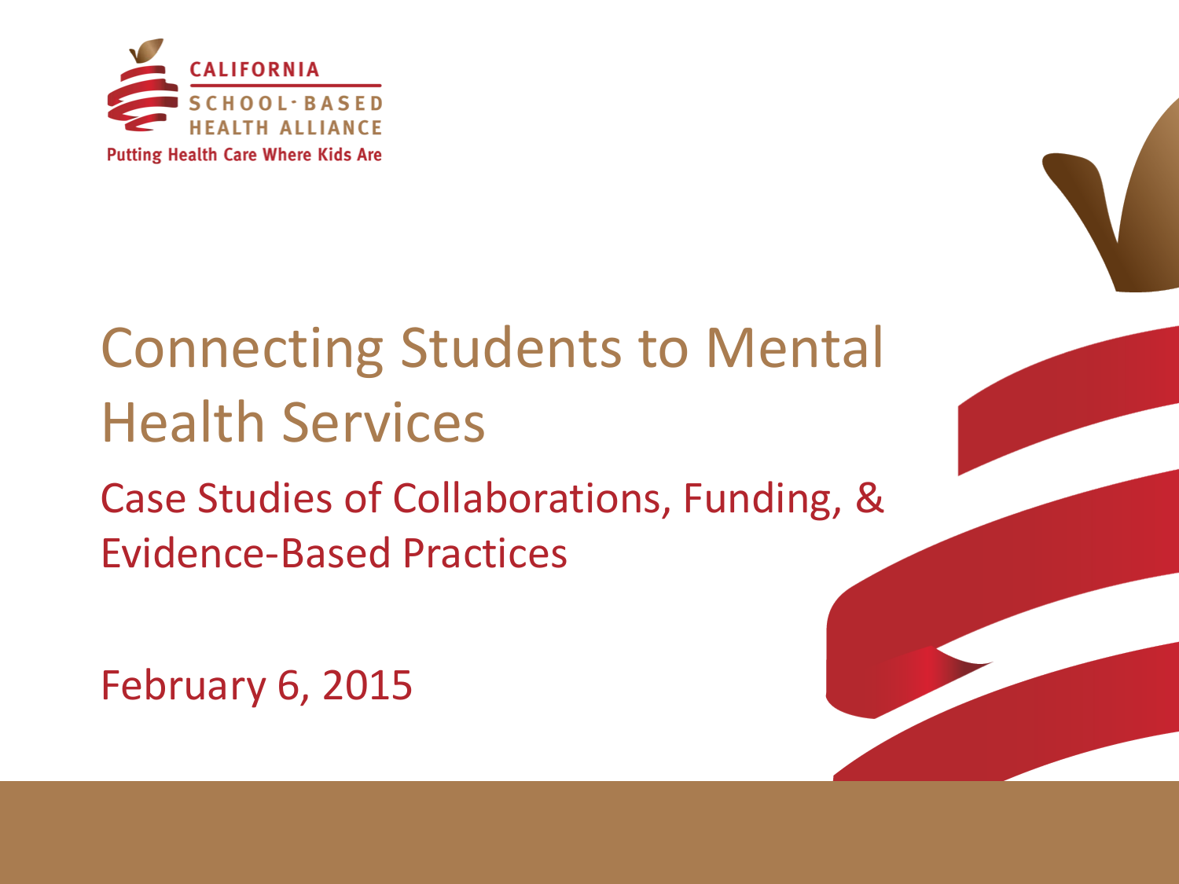CALIFORNIA SCHOOL-BASED HEALTH ALLIANCE

Putting Health Care Where Kids Are

# Connecting Students to Mental Health Services

## Case Studies of Collaborations, Funding, & Evidence-Based Practices

February 6, 2015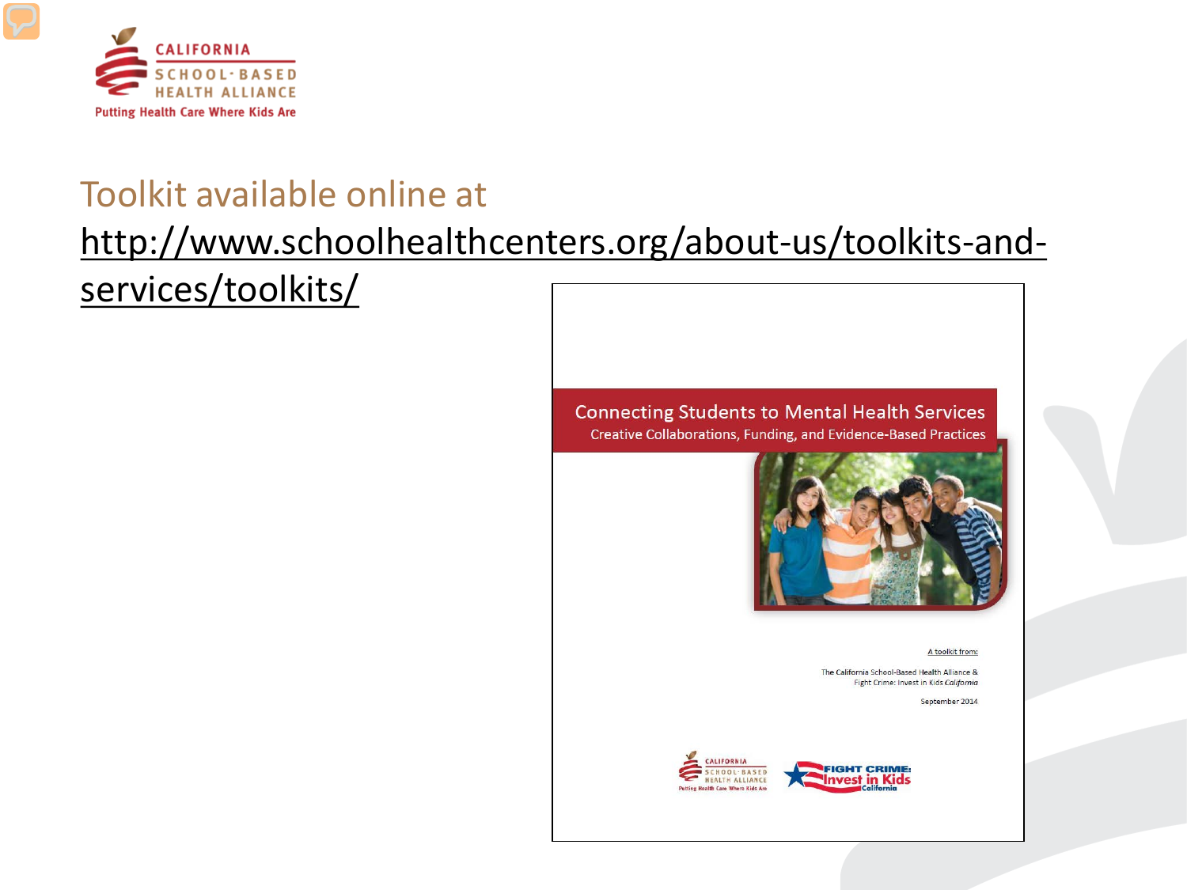CALIFORNIA SCHOOL-BASED HEALTH ALLIANCE

Putting Health Care Where Kids Are

Toolkit available online at http://www.schoolhealthcenters.org/about-us/toolkits-and-services/toolkits/

**Connecting Students to Mental Health Services**

Creative Collaborations, Funding, and Evidence-Based Practices

A toolkit from:

The California School-Based Health Alliance & Fight Crime: Invest in Kids *California*

September 2014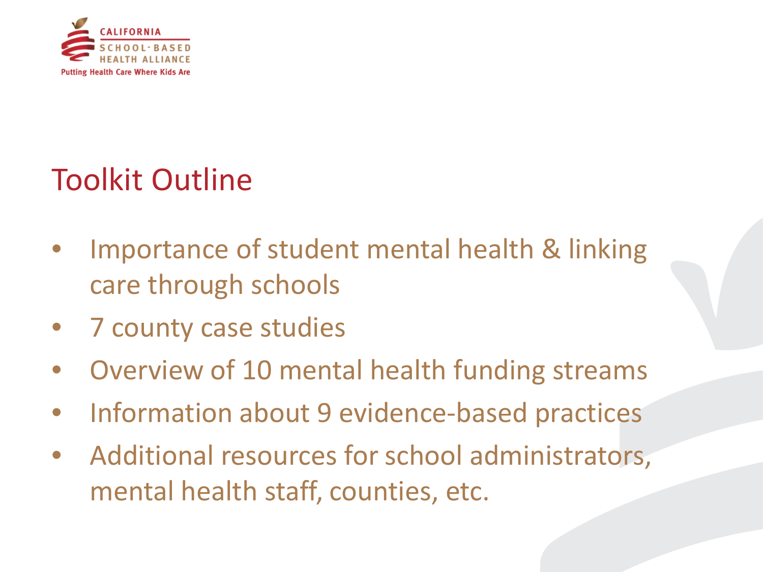# Toolkit Outline

- Importance of student mental health & linking care through schools
- 7 county case studies
- Overview of 10 mental health funding streams
- Information about 9 evidence-based practices
- Additional resources for school administrators, mental health staff, counties, etc.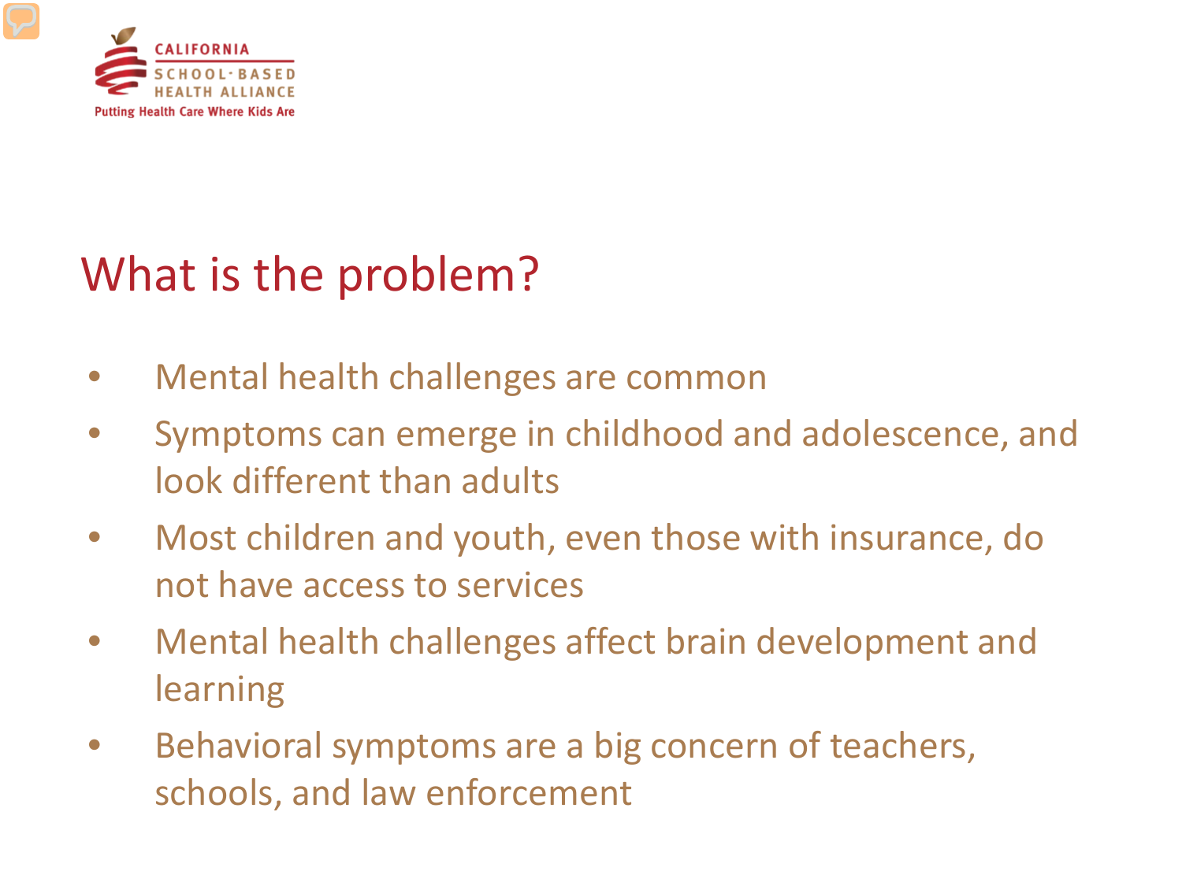# What is the problem?

- Mental health challenges are common
- Symptoms can emerge in childhood and adolescence, and look different than adults
- Most children and youth, even those with insurance, do not have access to services
- Mental health challenges affect brain development and learning
- Behavioral symptoms are a big concern of teachers, schools, and law enforcement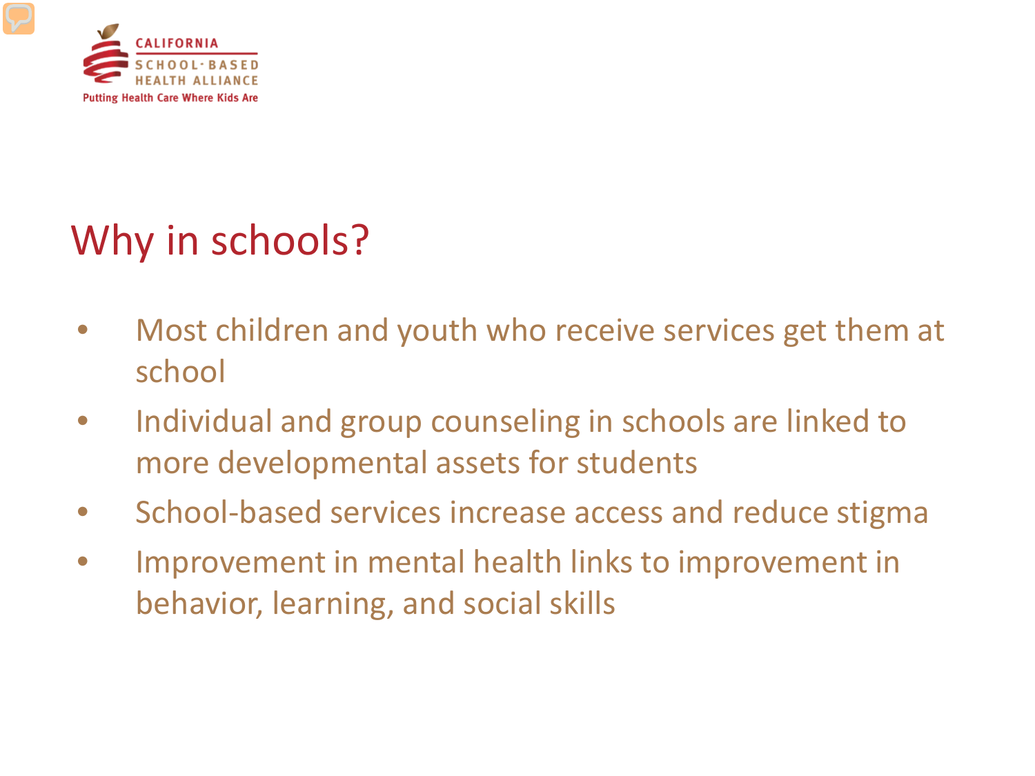# Why in schools?

- Most children and youth who receive services get them at school
- Individual and group counseling in schools are linked to more developmental assets for students
- School-based services increase access and reduce stigma
- Improvement in mental health links to improvement in behavior, learning, and social skills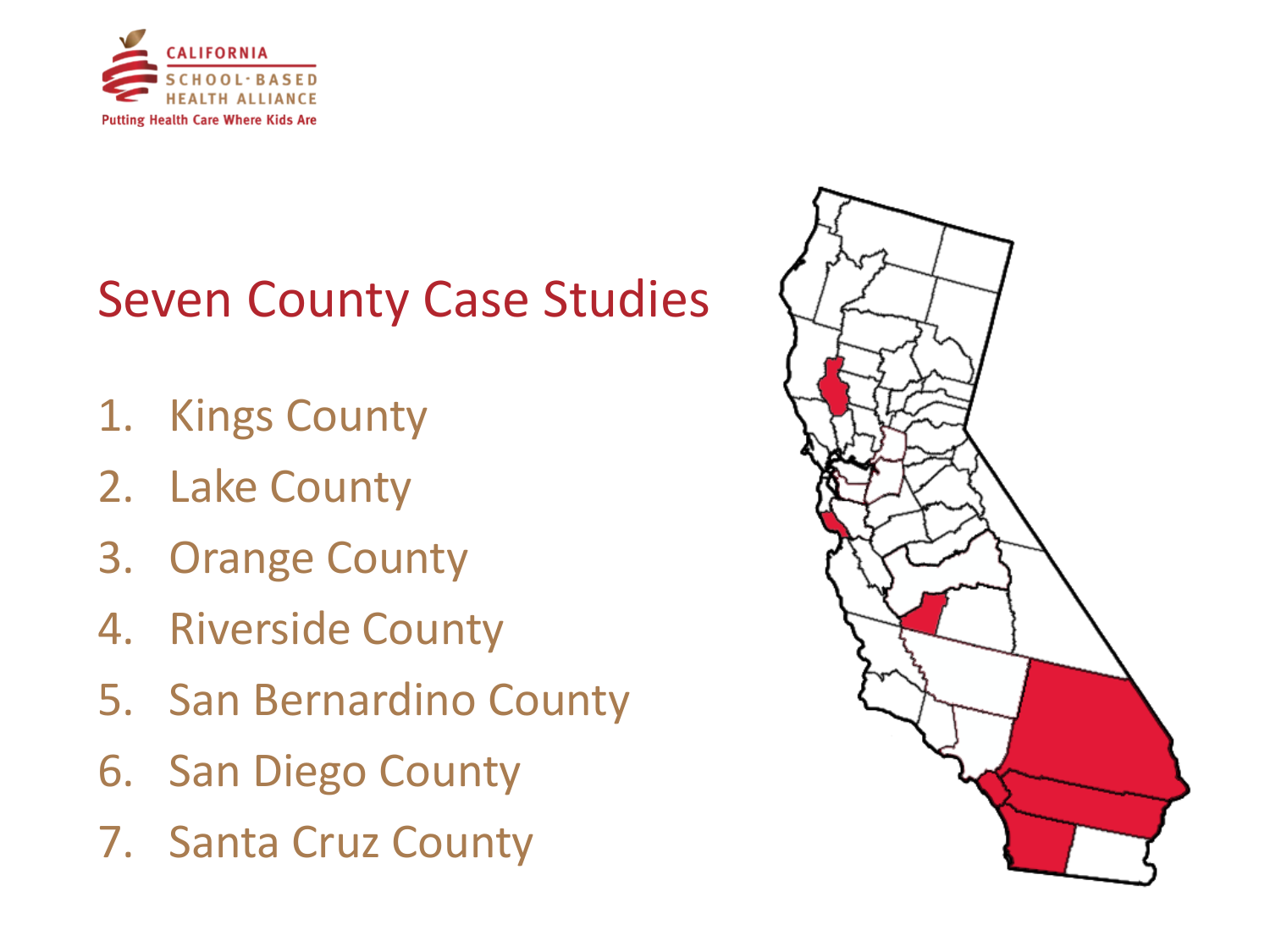# Seven County Case Studies

1. Kings County
2. Lake County
3. Orange County
4. Riverside County
5. San Bernardino County
6. San Diego County
7. Santa Cruz County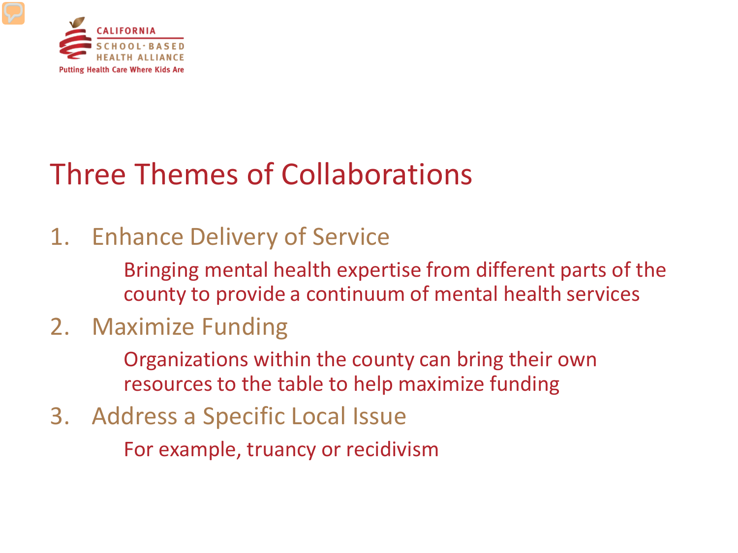# Three Themes of Collaborations

1. Enhance Delivery of Service

   Bringing mental health expertise from different parts of the county to provide a continuum of mental health services

2. Maximize Funding

   Organizations within the county can bring their own resources to the table to help maximize funding

3. Address a Specific Local Issue

   For example, truancy or recidivism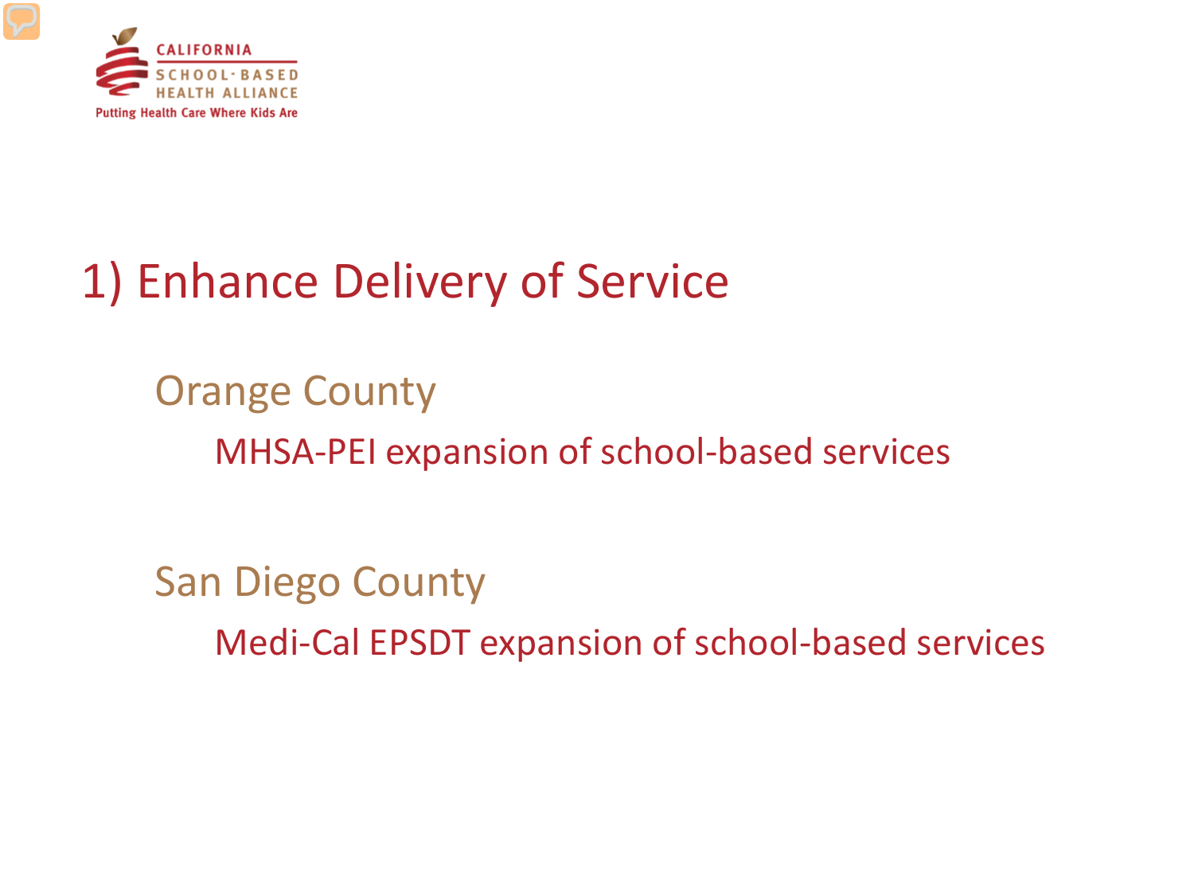# 1) Enhance Delivery of Service

## Orange County

MHSA-PEI expansion of school-based services

## San Diego County

Medi-Cal EPSDT expansion of school-based services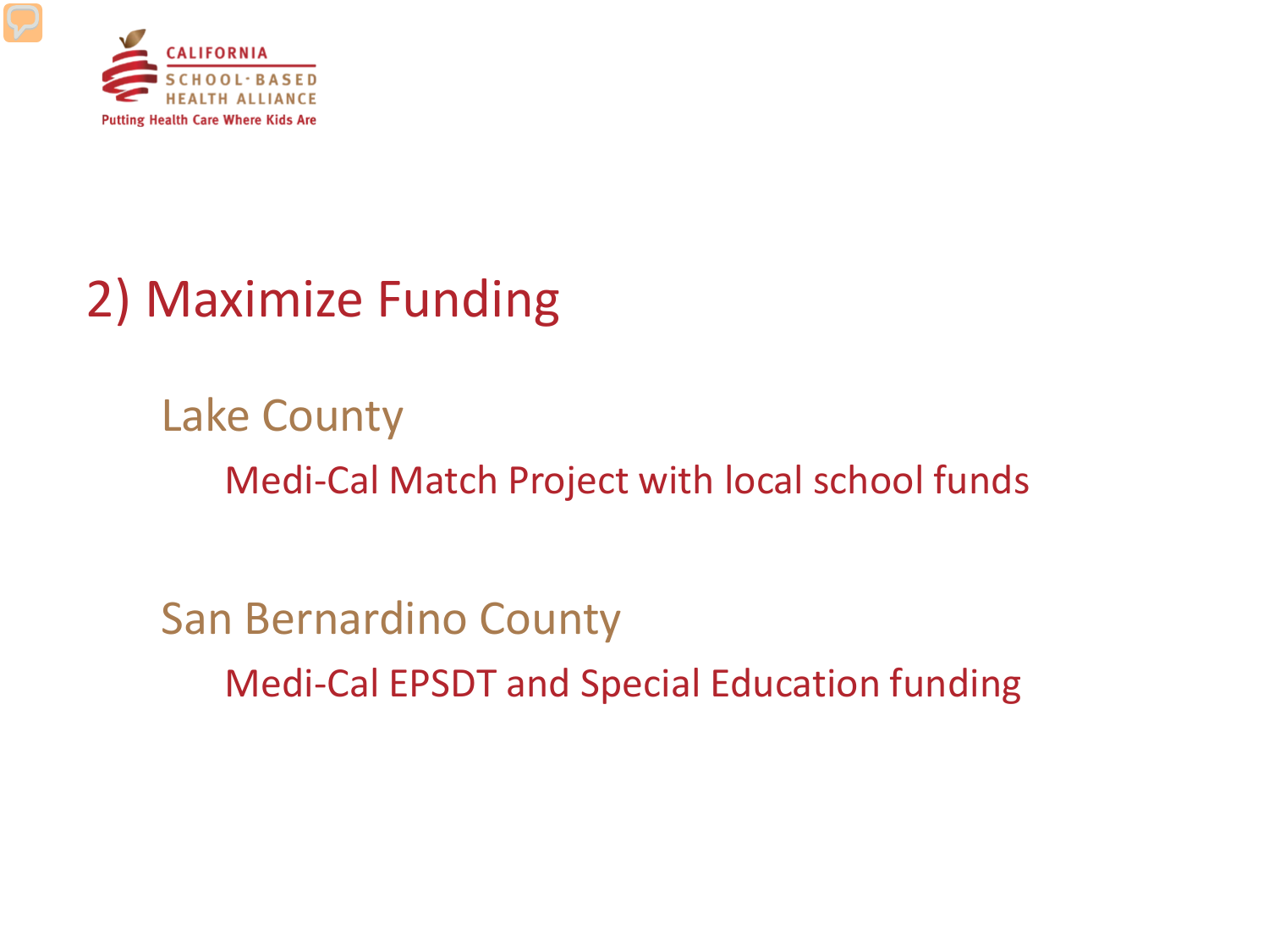## 2) Maximize Funding

### Lake County

Medi-Cal Match Project with local school funds

### San Bernardino County

Medi-Cal EPSDT and Special Education funding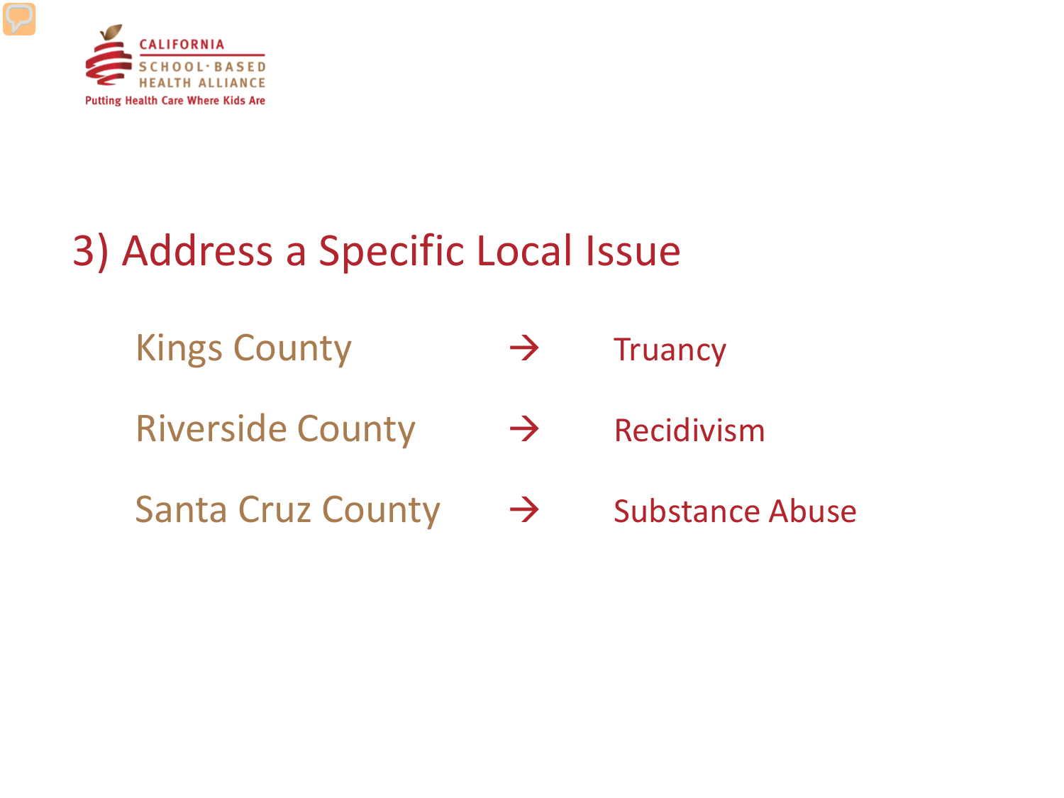# 3) Address a Specific Local Issue

- Kings County → Truancy
- Riverside County → Recidivism
- Santa Cruz County → Substance Abuse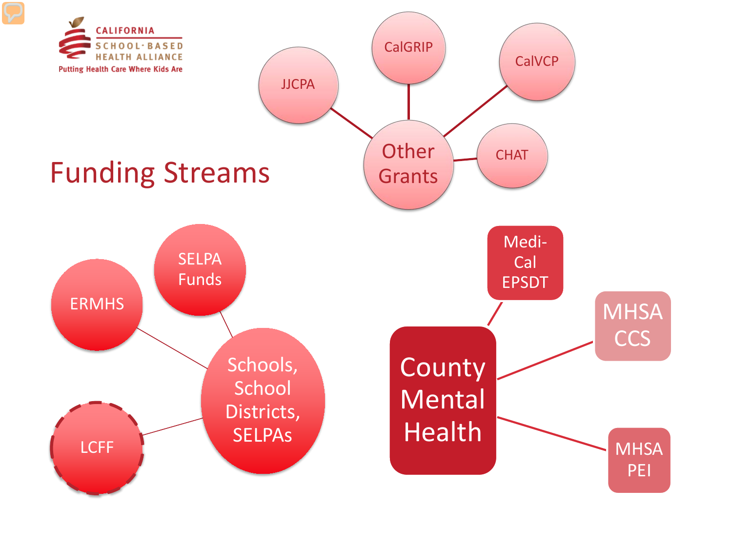CALIFORNIA SCHOOL-BASED HEALTH ALLIANCE
Putting Health Care Where Kids Are

# Funding Streams

- Other Grants
  - JJCPA
  - CalGRIP
  - CalVCP
  - CHAT
- Schools, School Districts, SELPAs
  - SELPA Funds
  - ERMHS
  - LCFF
- County Mental Health
  - Medi-Cal EPSDT
  - MHSA CCS
  - MHSA PEI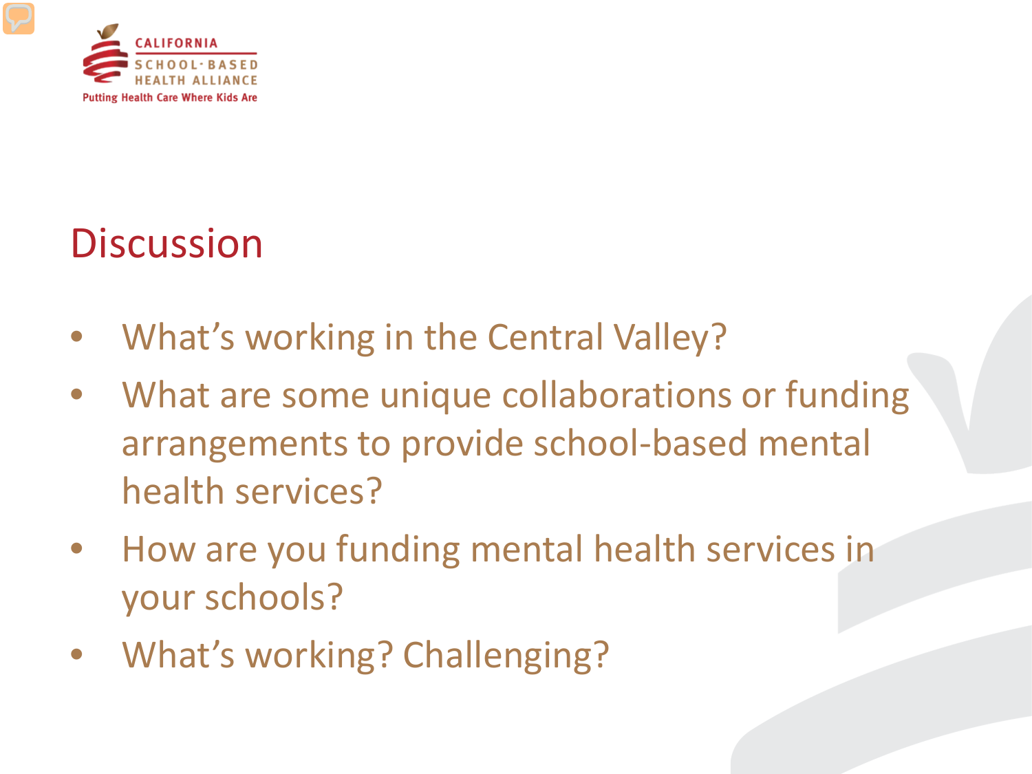CALIFORNIA SCHOOL-BASED HEALTH ALLIANCE

Putting Health Care Where Kids Are

# Discussion

- What's working in the Central Valley?
- What are some unique collaborations or funding arrangements to provide school-based mental health services?
- How are you funding mental health services in your schools?
- What's working? Challenging?